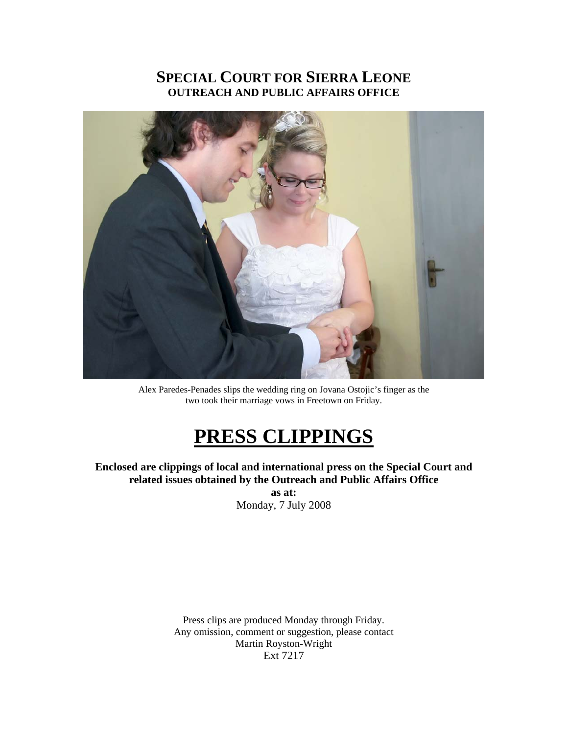# SPECIAL COURT FOR SIERRA LEONE
## OUTREACH AND PUBLIC AFFAIRS OFFICE

Alex Paredes-Penades slips the wedding ring on Jovana Ostojic's finger as the two took their marriage vows in Freetown on Friday.

# PRESS CLIPPINGS

**Enclosed are clippings of local and international press on the Special Court and related issues obtained by the Outreach and Public Affairs Office**

**as at:**

Monday, 7 July 2008

Press clips are produced Monday through Friday.
Any omission, comment or suggestion, please contact
Martin Royston-Wright
Ext 7217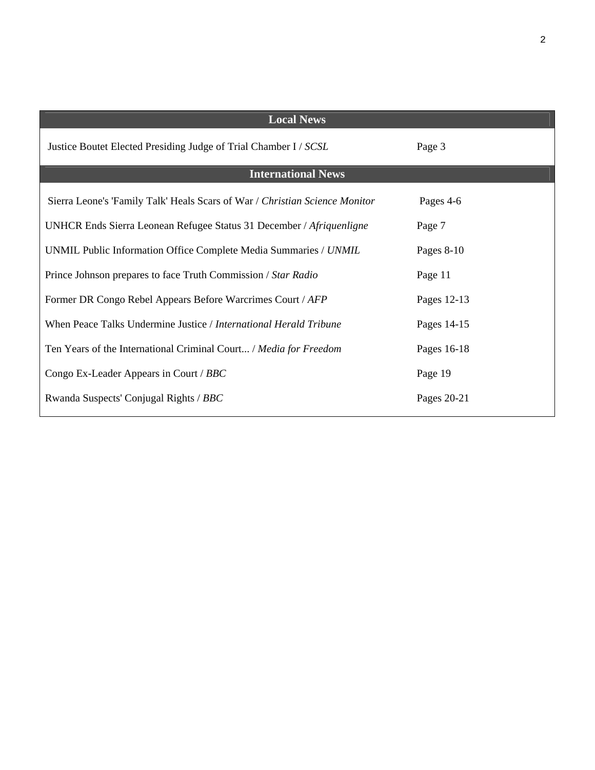| Local News | |
|---|---|
| Justice Boutet Elected Presiding Judge of Trial Chamber I / *SCSL* | Page 3 |
| **International News** | |
| Sierra Leone's 'Family Talk' Heals Scars of War / *Christian Science Monitor* | Pages 4-6 |
| UNHCR Ends Sierra Leonean Refugee Status 31 December / *Afriquenligne* | Page 7 |
| UNMIL Public Information Office Complete Media Summaries / *UNMIL* | Pages 8-10 |
| Prince Johnson prepares to face Truth Commission / *Star Radio* | Page 11 |
| Former DR Congo Rebel Appears Before Warcrimes Court / *AFP* | Pages 12-13 |
| When Peace Talks Undermine Justice / *International Herald Tribune* | Pages 14-15 |
| Ten Years of the International Criminal Court... / *Media for Freedom* | Pages 16-18 |
| Congo Ex-Leader Appears in Court / *BBC* | Page 19 |
| Rwanda Suspects' Conjugal Rights / *BBC* | Pages 20-21 |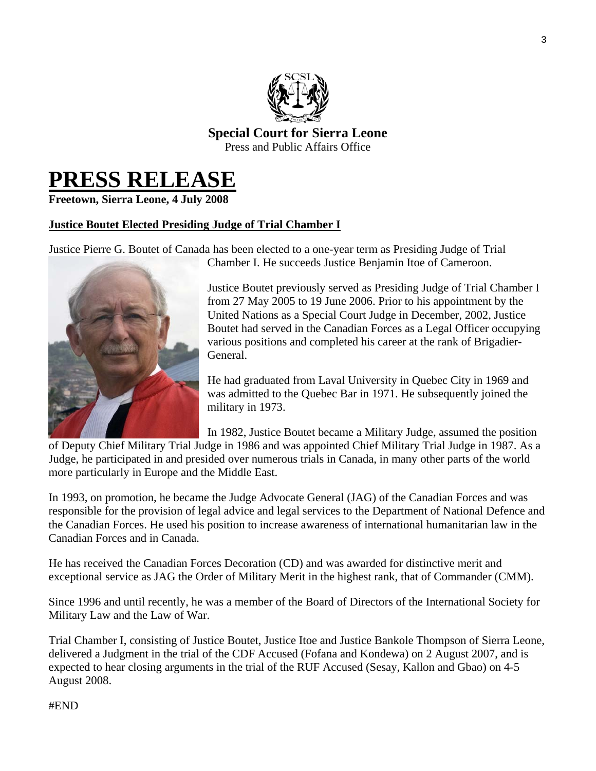**Special Court for Sierra Leone**
Press and Public Affairs Office

# PRESS RELEASE

**Freetown, Sierra Leone, 4 July 2008**

**Justice Boutet Elected Presiding Judge of Trial Chamber I**

Justice Pierre G. Boutet of Canada has been elected to a one-year term as Presiding Judge of Trial Chamber I. He succeeds Justice Benjamin Itoe of Cameroon.

Justice Boutet previously served as Presiding Judge of Trial Chamber I from 27 May 2005 to 19 June 2006. Prior to his appointment by the United Nations as a Special Court Judge in December, 2002, Justice Boutet had served in the Canadian Forces as a Legal Officer occupying various positions and completed his career at the rank of Brigadier-General.

He had graduated from Laval University in Quebec City in 1969 and was admitted to the Quebec Bar in 1971. He subsequently joined the military in 1973.

In 1982, Justice Boutet became a Military Judge, assumed the position of Deputy Chief Military Trial Judge in 1986 and was appointed Chief Military Trial Judge in 1987. As a Judge, he participated in and presided over numerous trials in Canada, in many other parts of the world more particularly in Europe and the Middle East.

In 1993, on promotion, he became the Judge Advocate General (JAG) of the Canadian Forces and was responsible for the provision of legal advice and legal services to the Department of National Defence and the Canadian Forces. He used his position to increase awareness of international humanitarian law in the Canadian Forces and in Canada.

He has received the Canadian Forces Decoration (CD) and was awarded for distinctive merit and exceptional service as JAG the Order of Military Merit in the highest rank, that of Commander (CMM).

Since 1996 and until recently, he was a member of the Board of Directors of the International Society for Military Law and the Law of War.

Trial Chamber I, consisting of Justice Boutet, Justice Itoe and Justice Bankole Thompson of Sierra Leone, delivered a Judgment in the trial of the CDF Accused (Fofana and Kondewa) on 2 August 2007, and is expected to hear closing arguments in the trial of the RUF Accused (Sesay, Kallon and Gbao) on 4-5 August 2008.

#END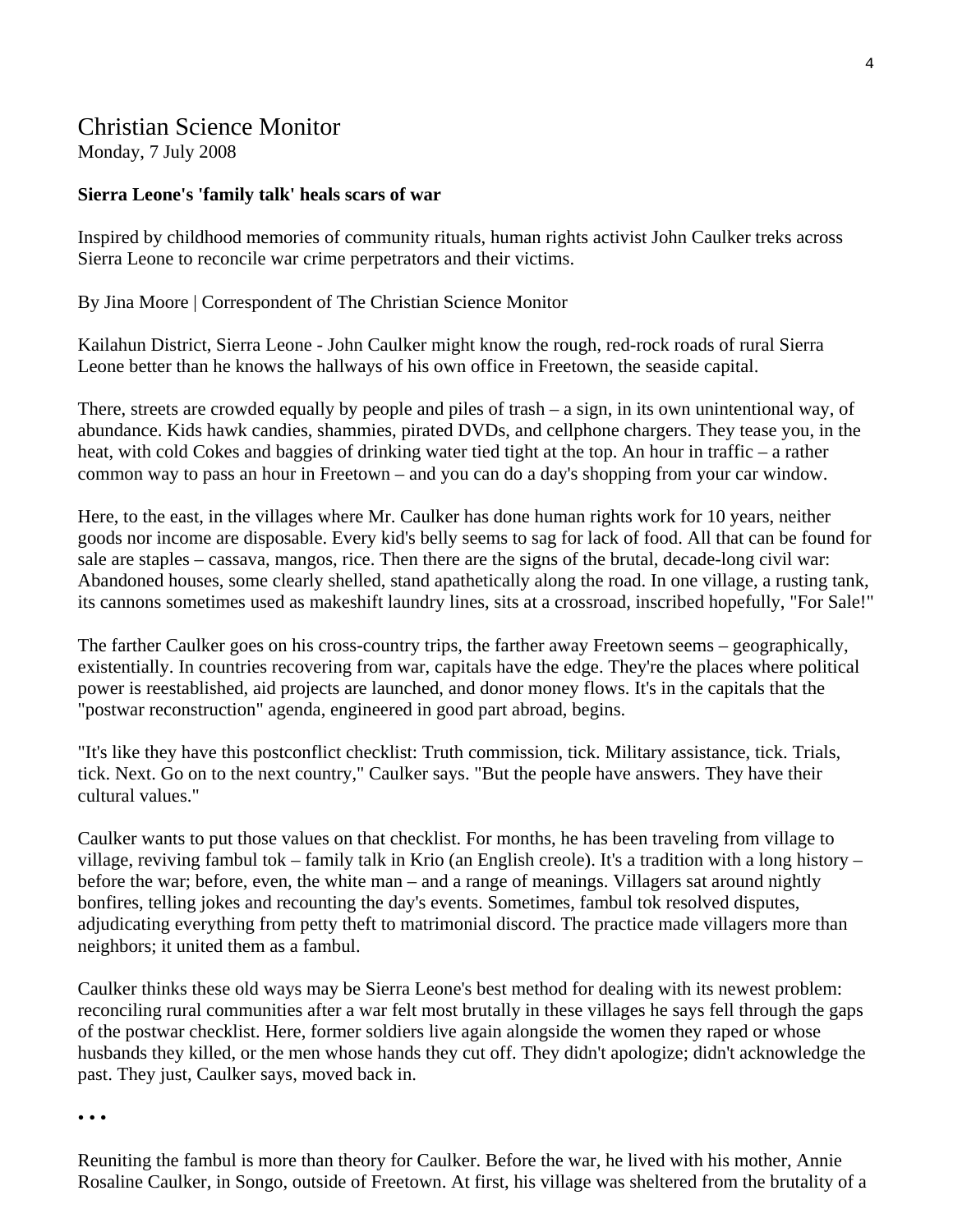# Christian Science Monitor

Monday, 7 July 2008

**Sierra Leone's 'family talk' heals scars of war**

Inspired by childhood memories of community rituals, human rights activist John Caulker treks across Sierra Leone to reconcile war crime perpetrators and their victims.

By Jina Moore | Correspondent of The Christian Science Monitor

Kailahun District, Sierra Leone - John Caulker might know the rough, red-rock roads of rural Sierra Leone better than he knows the hallways of his own office in Freetown, the seaside capital.

There, streets are crowded equally by people and piles of trash – a sign, in its own unintentional way, of abundance. Kids hawk candies, shammies, pirated DVDs, and cellphone chargers. They tease you, in the heat, with cold Cokes and baggies of drinking water tied tight at the top. An hour in traffic – a rather common way to pass an hour in Freetown – and you can do a day's shopping from your car window.

Here, to the east, in the villages where Mr. Caulker has done human rights work for 10 years, neither goods nor income are disposable. Every kid's belly seems to sag for lack of food. All that can be found for sale are staples – cassava, mangos, rice. Then there are the signs of the brutal, decade-long civil war: Abandoned houses, some clearly shelled, stand apathetically along the road. In one village, a rusting tank, its cannons sometimes used as makeshift laundry lines, sits at a crossroad, inscribed hopefully, "For Sale!"

The farther Caulker goes on his cross-country trips, the farther away Freetown seems – geographically, existentially. In countries recovering from war, capitals have the edge. They're the places where political power is reestablished, aid projects are launched, and donor money flows. It's in the capitals that the "postwar reconstruction" agenda, engineered in good part abroad, begins.

"It's like they have this postconflict checklist: Truth commission, tick. Military assistance, tick. Trials, tick. Next. Go on to the next country," Caulker says. "But the people have answers. They have their cultural values."

Caulker wants to put those values on that checklist. For months, he has been traveling from village to village, reviving fambul tok – family talk in Krio (an English creole). It's a tradition with a long history – before the war; before, even, the white man – and a range of meanings. Villagers sat around nightly bonfires, telling jokes and recounting the day's events. Sometimes, fambul tok resolved disputes, adjudicating everything from petty theft to matrimonial discord. The practice made villagers more than neighbors; it united them as a fambul.

Caulker thinks these old ways may be Sierra Leone's best method for dealing with its newest problem: reconciling rural communities after a war felt most brutally in these villages he says fell through the gaps of the postwar checklist. Here, former soldiers live again alongside the women they raped or whose husbands they killed, or the men whose hands they cut off. They didn't apologize; didn't acknowledge the past. They just, Caulker says, moved back in.

• • •

Reuniting the fambul is more than theory for Caulker. Before the war, he lived with his mother, Annie Rosaline Caulker, in Songo, outside of Freetown. At first, his village was sheltered from the brutality of a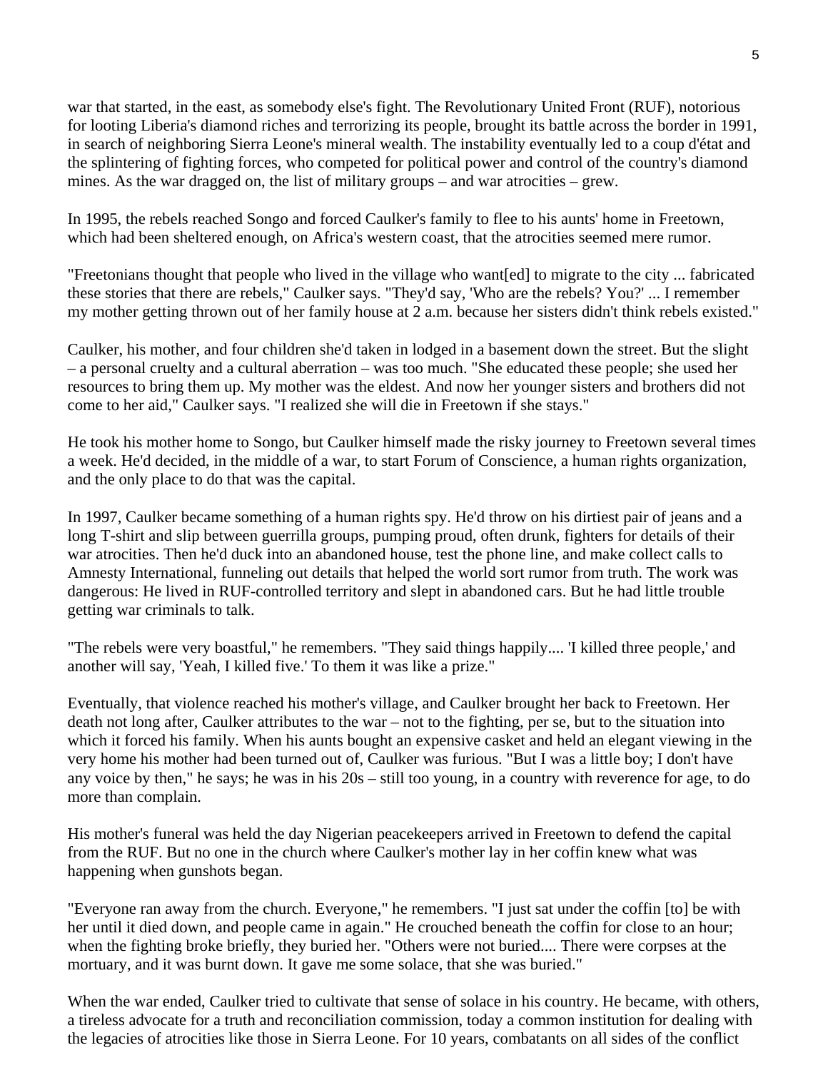war that started, in the east, as somebody else's fight. The Revolutionary United Front (RUF), notorious for looting Liberia's diamond riches and terrorizing its people, brought its battle across the border in 1991, in search of neighboring Sierra Leone's mineral wealth. The instability eventually led to a coup d'état and the splintering of fighting forces, who competed for political power and control of the country's diamond mines. As the war dragged on, the list of military groups – and war atrocities – grew.

In 1995, the rebels reached Songo and forced Caulker's family to flee to his aunts' home in Freetown, which had been sheltered enough, on Africa's western coast, that the atrocities seemed mere rumor.

"Freetonians thought that people who lived in the village who want[ed] to migrate to the city ... fabricated these stories that there are rebels," Caulker says. "They'd say, 'Who are the rebels? You?' ... I remember my mother getting thrown out of her family house at 2 a.m. because her sisters didn't think rebels existed."

Caulker, his mother, and four children she'd taken in lodged in a basement down the street. But the slight – a personal cruelty and a cultural aberration – was too much. "She educated these people; she used her resources to bring them up. My mother was the eldest. And now her younger sisters and brothers did not come to her aid," Caulker says. "I realized she will die in Freetown if she stays."

He took his mother home to Songo, but Caulker himself made the risky journey to Freetown several times a week. He'd decided, in the middle of a war, to start Forum of Conscience, a human rights organization, and the only place to do that was the capital.

In 1997, Caulker became something of a human rights spy. He'd throw on his dirtiest pair of jeans and a long T-shirt and slip between guerrilla groups, pumping proud, often drunk, fighters for details of their war atrocities. Then he'd duck into an abandoned house, test the phone line, and make collect calls to Amnesty International, funneling out details that helped the world sort rumor from truth. The work was dangerous: He lived in RUF-controlled territory and slept in abandoned cars. But he had little trouble getting war criminals to talk.

"The rebels were very boastful," he remembers. "They said things happily.... 'I killed three people,' and another will say, 'Yeah, I killed five.' To them it was like a prize."

Eventually, that violence reached his mother's village, and Caulker brought her back to Freetown. Her death not long after, Caulker attributes to the war – not to the fighting, per se, but to the situation into which it forced his family. When his aunts bought an expensive casket and held an elegant viewing in the very home his mother had been turned out of, Caulker was furious. "But I was a little boy; I don't have any voice by then," he says; he was in his 20s – still too young, in a country with reverence for age, to do more than complain.

His mother's funeral was held the day Nigerian peacekeepers arrived in Freetown to defend the capital from the RUF. But no one in the church where Caulker's mother lay in her coffin knew what was happening when gunshots began.

"Everyone ran away from the church. Everyone," he remembers. "I just sat under the coffin [to] be with her until it died down, and people came in again." He crouched beneath the coffin for close to an hour; when the fighting broke briefly, they buried her. "Others were not buried.... There were corpses at the mortuary, and it was burnt down. It gave me some solace, that she was buried."

When the war ended, Caulker tried to cultivate that sense of solace in his country. He became, with others, a tireless advocate for a truth and reconciliation commission, today a common institution for dealing with the legacies of atrocities like those in Sierra Leone. For 10 years, combatants on all sides of the conflict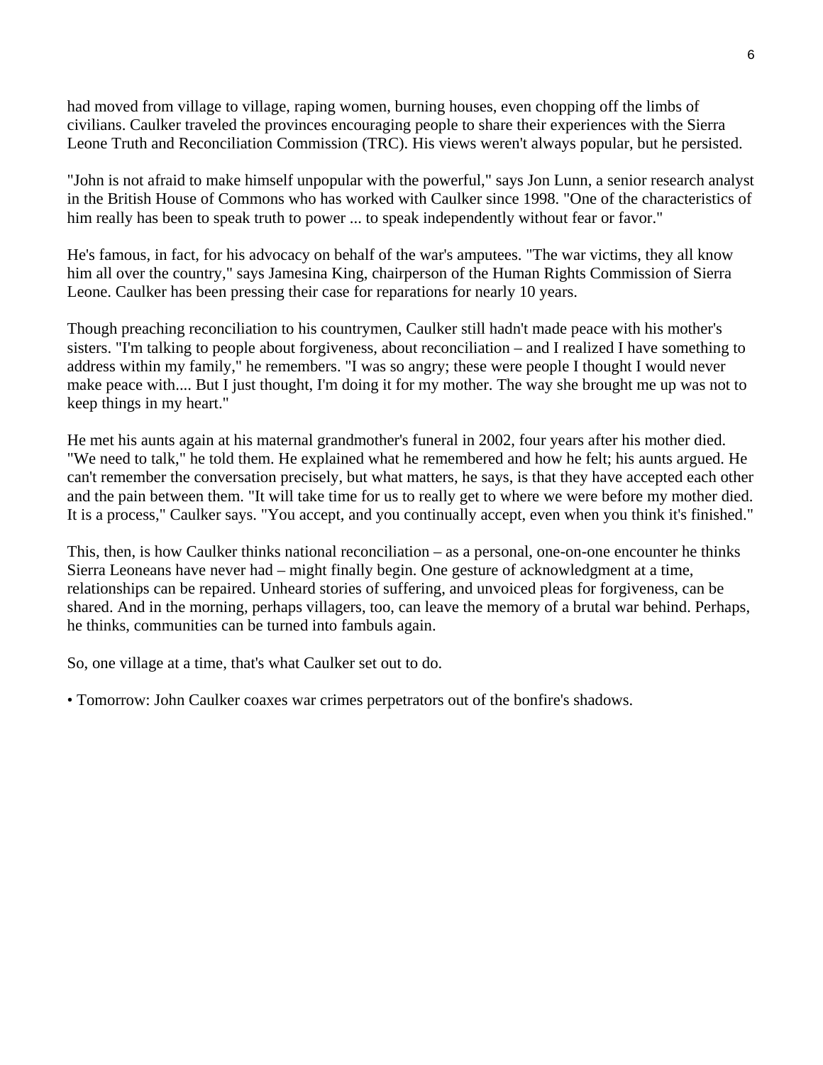had moved from village to village, raping women, burning houses, even chopping off the limbs of civilians. Caulker traveled the provinces encouraging people to share their experiences with the Sierra Leone Truth and Reconciliation Commission (TRC). His views weren't always popular, but he persisted.

"John is not afraid to make himself unpopular with the powerful," says Jon Lunn, a senior research analyst in the British House of Commons who has worked with Caulker since 1998. "One of the characteristics of him really has been to speak truth to power ... to speak independently without fear or favor."

He's famous, in fact, for his advocacy on behalf of the war's amputees. "The war victims, they all know him all over the country," says Jamesina King, chairperson of the Human Rights Commission of Sierra Leone. Caulker has been pressing their case for reparations for nearly 10 years.

Though preaching reconciliation to his countrymen, Caulker still hadn't made peace with his mother's sisters. "I'm talking to people about forgiveness, about reconciliation – and I realized I have something to address within my family," he remembers. "I was so angry; these were people I thought I would never make peace with.... But I just thought, I'm doing it for my mother. The way she brought me up was not to keep things in my heart."

He met his aunts again at his maternal grandmother's funeral in 2002, four years after his mother died. "We need to talk," he told them. He explained what he remembered and how he felt; his aunts argued. He can't remember the conversation precisely, but what matters, he says, is that they have accepted each other and the pain between them. "It will take time for us to really get to where we were before my mother died. It is a process," Caulker says. "You accept, and you continually accept, even when you think it's finished."

This, then, is how Caulker thinks national reconciliation – as a personal, one-on-one encounter he thinks Sierra Leoneans have never had – might finally begin. One gesture of acknowledgment at a time, relationships can be repaired. Unheard stories of suffering, and unvoiced pleas for forgiveness, can be shared. And in the morning, perhaps villagers, too, can leave the memory of a brutal war behind. Perhaps, he thinks, communities can be turned into fambuls again.

So, one village at a time, that's what Caulker set out to do.

• Tomorrow: John Caulker coaxes war crimes perpetrators out of the bonfire's shadows.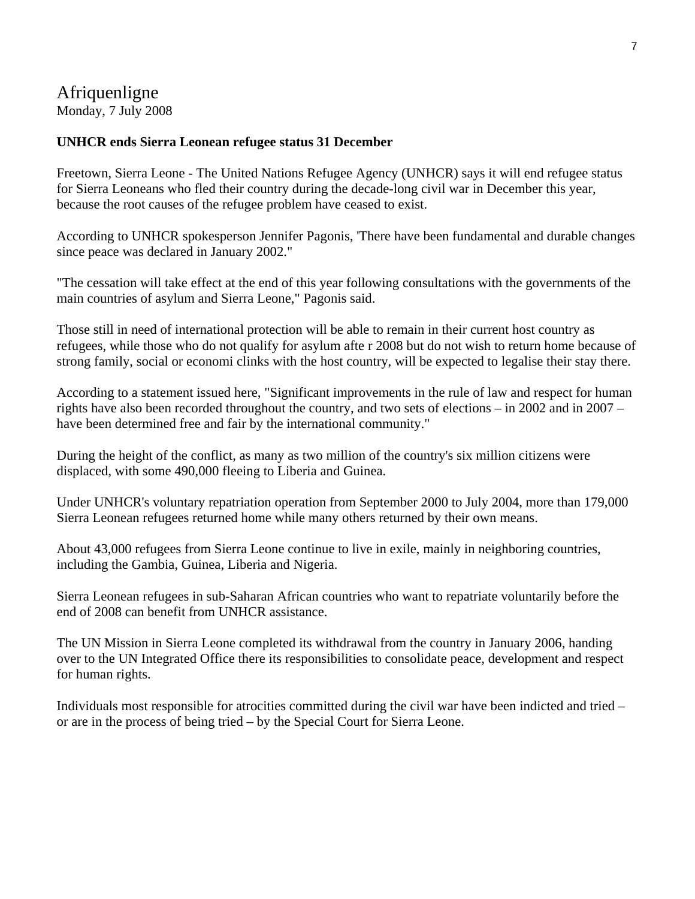# Afriquenligne

Monday, 7 July 2008

**UNHCR ends Sierra Leonean refugee status 31 December**

Freetown, Sierra Leone - The United Nations Refugee Agency (UNHCR) says it will end refugee status for Sierra Leoneans who fled their country during the decade-long civil war in December this year, because the root causes of the refugee problem have ceased to exist.

According to UNHCR spokesperson Jennifer Pagonis, 'There have been fundamental and durable changes since peace was declared in January 2002."

"The cessation will take effect at the end of this year following consultations with the governments of the main countries of asylum and Sierra Leone," Pagonis said.

Those still in need of international protection will be able to remain in their current host country as refugees, while those who do not qualify for asylum afte r 2008 but do not wish to return home because of strong family, social or economi clinks with the host country, will be expected to legalise their stay there.

According to a statement issued here, "Significant improvements in the rule of law and respect for human rights have also been recorded throughout the country, and two sets of elections – in 2002 and in 2007 – have been determined free and fair by the international community."

During the height of the conflict, as many as two million of the country's six million citizens were displaced, with some 490,000 fleeing to Liberia and Guinea.

Under UNHCR's voluntary repatriation operation from September 2000 to July 2004, more than 179,000 Sierra Leonean refugees returned home while many others returned by their own means.

About 43,000 refugees from Sierra Leone continue to live in exile, mainly in neighboring countries, including the Gambia, Guinea, Liberia and Nigeria.

Sierra Leonean refugees in sub-Saharan African countries who want to repatriate voluntarily before the end of 2008 can benefit from UNHCR assistance.

The UN Mission in Sierra Leone completed its withdrawal from the country in January 2006, handing over to the UN Integrated Office there its responsibilities to consolidate peace, development and respect for human rights.

Individuals most responsible for atrocities committed during the civil war have been indicted and tried – or are in the process of being tried – by the Special Court for Sierra Leone.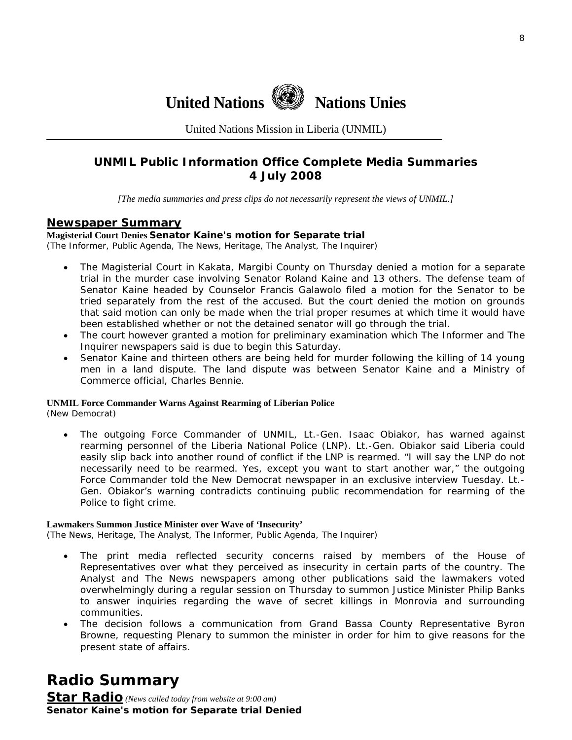# United Nations Nations Unies

United Nations Mission in Liberia (UNMIL)

## UNMIL Public Information Office Complete Media Summaries 4 July 2008

*[The media summaries and press clips do not necessarily represent the views of UNMIL.]*

## Newspaper Summary

**Magisterial Court Denies Senator Kaine's motion for Separate trial**
(The Informer, Public Agenda, The News, Heritage, The Analyst, The Inquirer)

- The Magisterial Court in Kakata, Margibi County on Thursday denied a motion for a separate trial in the murder case involving Senator Roland Kaine and 13 others. The defense team of Senator Kaine headed by Counselor Francis Galawolo filed a motion for the Senator to be tried separately from the rest of the accused. But the court denied the motion on grounds that said motion can only be made when the trial proper resumes at which time it would have been established whether or not the detained senator will go through the trial.
- The court however granted a motion for preliminary examination which The Informer and The Inquirer newspapers said is due to begin this Saturday.
- Senator Kaine and thirteen others are being held for murder following the killing of 14 young men in a land dispute. The land dispute was between Senator Kaine and a Ministry of Commerce official, Charles Bennie.

**UNMIL Force Commander Warns Against Rearming of Liberian Police**
(New Democrat)

- The outgoing Force Commander of UNMIL, Lt.-Gen. Isaac Obiakor, has warned against rearming personnel of the Liberia National Police (LNP). Lt.-Gen. Obiakor said Liberia could easily slip back into another round of conflict if the LNP is rearmed. "I will say the LNP do not necessarily need to be rearmed. Yes, except you want to start another war," the outgoing Force Commander told the New Democrat newspaper in an exclusive interview Tuesday. Lt.-Gen. Obiakor's warning contradicts continuing public recommendation for rearming of the Police to fight crime.

**Lawmakers Summon Justice Minister over Wave of 'Insecurity'**
(The News, Heritage, The Analyst, The Informer, Public Agenda, The Inquirer)

- The print media reflected security concerns raised by members of the House of Representatives over what they perceived as insecurity in certain parts of the country. The Analyst and The News newspapers among other publications said the lawmakers voted overwhelmingly during a regular session on Thursday to summon Justice Minister Philip Banks to answer inquiries regarding the wave of secret killings in Monrovia and surrounding communities.
- The decision follows a communication from Grand Bassa County Representative Byron Browne, requesting Plenary to summon the minister in order for him to give reasons for the present state of affairs.

# Radio Summary

**Star Radio** *(News culled today from website at 9:00 am)*

**Senator Kaine's motion for Separate trial Denied**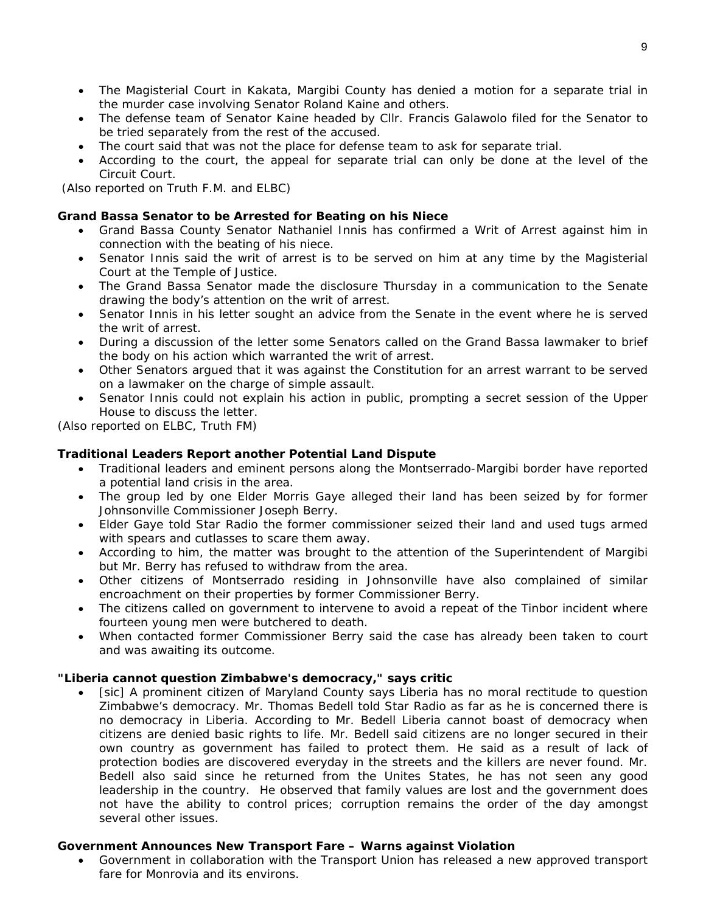- The Magisterial Court in Kakata, Margibi County has denied a motion for a separate trial in the murder case involving Senator Roland Kaine and others.
- The defense team of Senator Kaine headed by Cllr. Francis Galawolo filed for the Senator to be tried separately from the rest of the accused.
- The court said that was not the place for defense team to ask for separate trial.
- According to the court, the appeal for separate trial can only be done at the level of the Circuit Court.

(Also reported on Truth F.M. and ELBC)

**Grand Bassa Senator to be Arrested for Beating on his Niece**

- Grand Bassa County Senator Nathaniel Innis has confirmed a Writ of Arrest against him in connection with the beating of his niece.
- Senator Innis said the writ of arrest is to be served on him at any time by the Magisterial Court at the Temple of Justice.
- The Grand Bassa Senator made the disclosure Thursday in a communication to the Senate drawing the body's attention on the writ of arrest.
- Senator Innis in his letter sought an advice from the Senate in the event where he is served the writ of arrest.
- During a discussion of the letter some Senators called on the Grand Bassa lawmaker to brief the body on his action which warranted the writ of arrest.
- Other Senators argued that it was against the Constitution for an arrest warrant to be served on a lawmaker on the charge of simple assault.
- Senator Innis could not explain his action in public, prompting a secret session of the Upper House to discuss the letter.

(Also reported on ELBC, Truth FM)

**Traditional Leaders Report another Potential Land Dispute**

- Traditional leaders and eminent persons along the Montserrado-Margibi border have reported a potential land crisis in the area.
- The group led by one Elder Morris Gaye alleged their land has been seized by for former Johnsonville Commissioner Joseph Berry.
- Elder Gaye told Star Radio the former commissioner seized their land and used tugs armed with spears and cutlasses to scare them away.
- According to him, the matter was brought to the attention of the Superintendent of Margibi but Mr. Berry has refused to withdraw from the area.
- Other citizens of Montserrado residing in Johnsonville have also complained of similar encroachment on their properties by former Commissioner Berry.
- The citizens called on government to intervene to avoid a repeat of the Tinbor incident where fourteen young men were butchered to death.
- When contacted former Commissioner Berry said the case has already been taken to court and was awaiting its outcome.

**"Liberia cannot question Zimbabwe's democracy," says critic**

- [sic] A prominent citizen of Maryland County says Liberia has no moral rectitude to question Zimbabwe's democracy. Mr. Thomas Bedell told Star Radio as far as he is concerned there is no democracy in Liberia. According to Mr. Bedell Liberia cannot boast of democracy when citizens are denied basic rights to life. Mr. Bedell said citizens are no longer secured in their own country as government has failed to protect them. He said as a result of lack of protection bodies are discovered everyday in the streets and the killers are never found. Mr. Bedell also said since he returned from the Unites States, he has not seen any good leadership in the country. He observed that family values are lost and the government does not have the ability to control prices; corruption remains the order of the day amongst several other issues.

**Government Announces New Transport Fare – Warns against Violation**

- Government in collaboration with the Transport Union has released a new approved transport fare for Monrovia and its environs.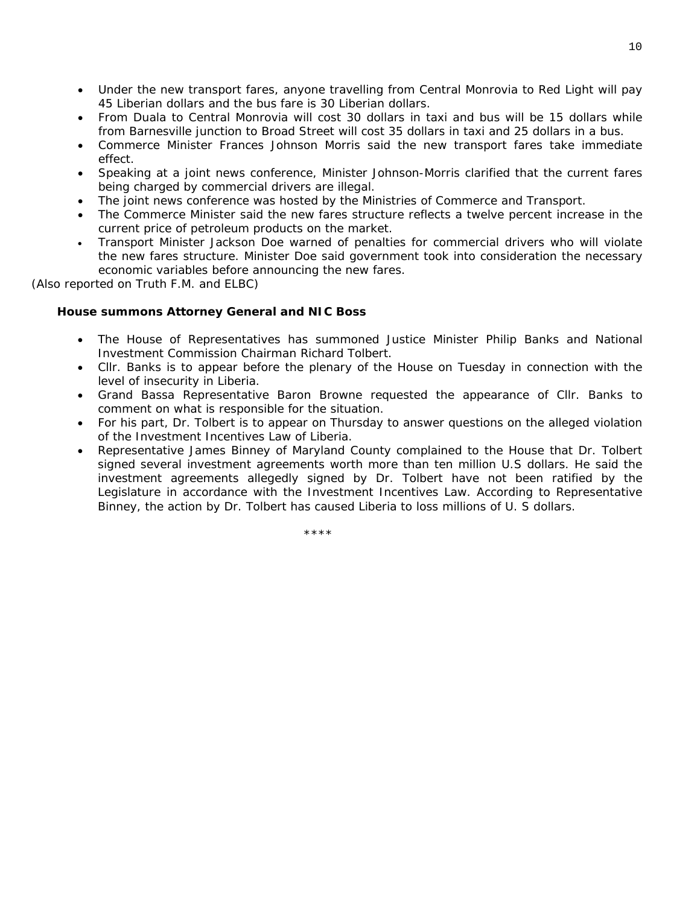- Under the new transport fares, anyone travelling from Central Monrovia to Red Light will pay 45 Liberian dollars and the bus fare is 30 Liberian dollars.
- From Duala to Central Monrovia will cost 30 dollars in taxi and bus will be 15 dollars while from Barnesville junction to Broad Street will cost 35 dollars in taxi and 25 dollars in a bus.
- Commerce Minister Frances Johnson Morris said the new transport fares take immediate effect.
- Speaking at a joint news conference, Minister Johnson-Morris clarified that the current fares being charged by commercial drivers are illegal.
- The joint news conference was hosted by the Ministries of Commerce and Transport.
- The Commerce Minister said the new fares structure reflects a twelve percent increase in the current price of petroleum products on the market.
- Transport Minister Jackson Doe warned of penalties for commercial drivers who will violate the new fares structure. Minister Doe said government took into consideration the necessary economic variables before announcing the new fares.

*(Also reported on Truth F.M. and ELBC)*

**House summons Attorney General and NIC Boss**

- The House of Representatives has summoned Justice Minister Philip Banks and National Investment Commission Chairman Richard Tolbert.
- Cllr. Banks is to appear before the plenary of the House on Tuesday in connection with the level of insecurity in Liberia.
- Grand Bassa Representative Baron Browne requested the appearance of Cllr. Banks to comment on what is responsible for the situation.
- For his part, Dr. Tolbert is to appear on Thursday to answer questions on the alleged violation of the Investment Incentives Law of Liberia.
- Representative James Binney of Maryland County complained to the House that Dr. Tolbert signed several investment agreements worth more than ten million U.S dollars. He said the investment agreements allegedly signed by Dr. Tolbert have not been ratified by the Legislature in accordance with the Investment Incentives Law. According to Representative Binney, the action by Dr. Tolbert has caused Liberia to loss millions of U. S dollars.

****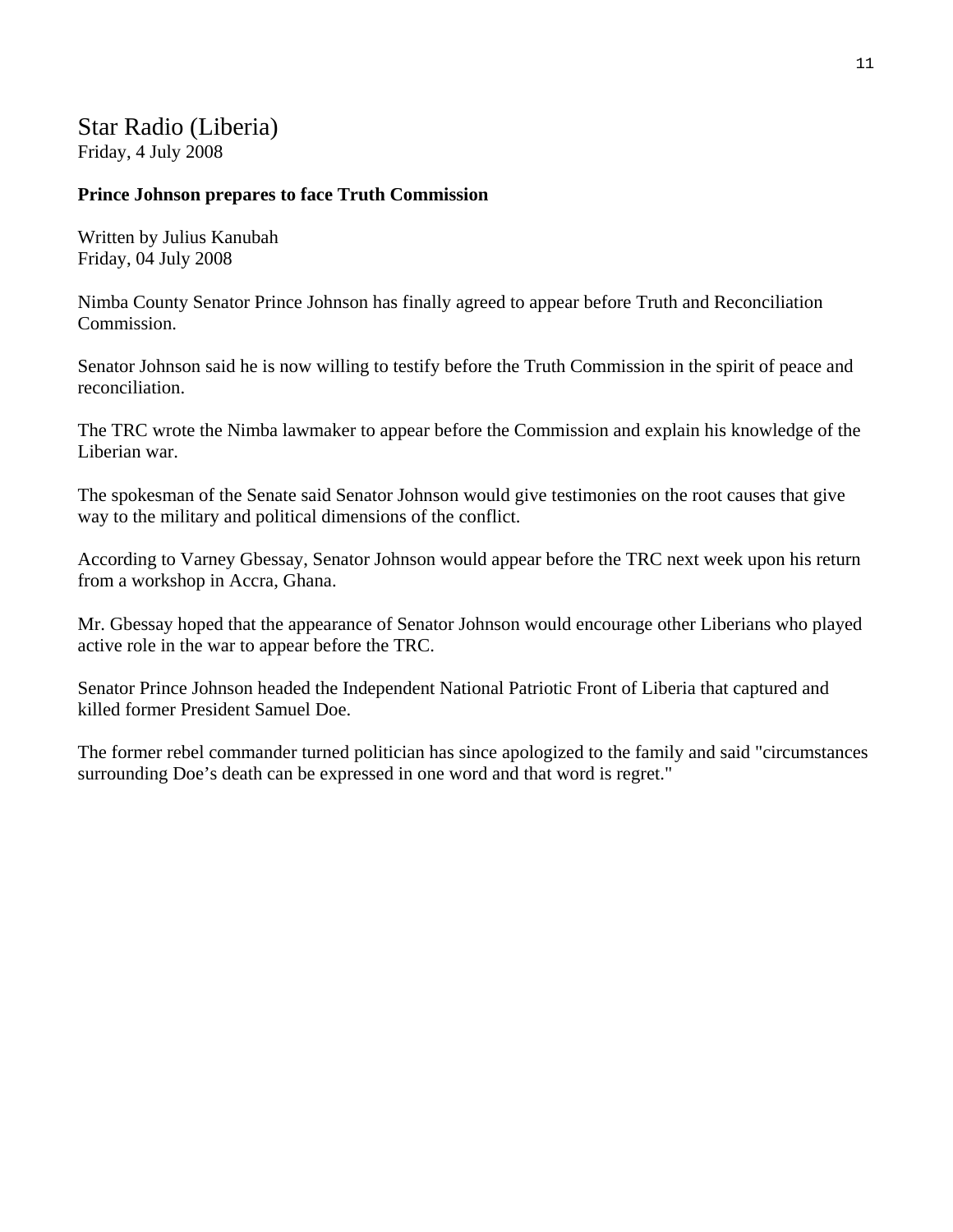## Star Radio (Liberia)
Friday, 4 July 2008

**Prince Johnson prepares to face Truth Commission**

Written by Julius Kanubah
Friday, 04 July 2008

Nimba County Senator Prince Johnson has finally agreed to appear before Truth and Reconciliation Commission.

Senator Johnson said he is now willing to testify before the Truth Commission in the spirit of peace and reconciliation.

The TRC wrote the Nimba lawmaker to appear before the Commission and explain his knowledge of the Liberian war.

The spokesman of the Senate said Senator Johnson would give testimonies on the root causes that give way to the military and political dimensions of the conflict.

According to Varney Gbessay, Senator Johnson would appear before the TRC next week upon his return from a workshop in Accra, Ghana.

Mr. Gbessay hoped that the appearance of Senator Johnson would encourage other Liberians who played active role in the war to appear before the TRC.

Senator Prince Johnson headed the Independent National Patriotic Front of Liberia that captured and killed former President Samuel Doe.

The former rebel commander turned politician has since apologized to the family and said "circumstances surrounding Doe’s death can be expressed in one word and that word is regret."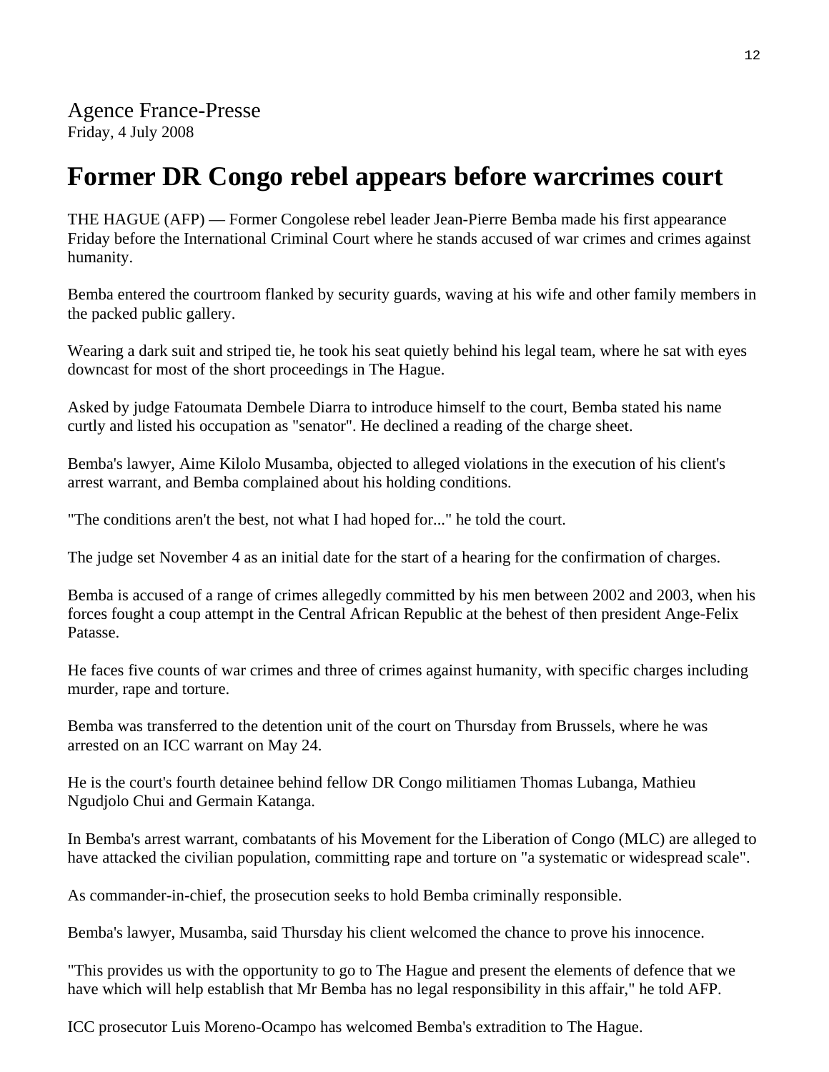Agence France-Presse
Friday, 4 July 2008

# Former DR Congo rebel appears before warcrimes court

THE HAGUE (AFP) — Former Congolese rebel leader Jean-Pierre Bemba made his first appearance Friday before the International Criminal Court where he stands accused of war crimes and crimes against humanity.

Bemba entered the courtroom flanked by security guards, waving at his wife and other family members in the packed public gallery.

Wearing a dark suit and striped tie, he took his seat quietly behind his legal team, where he sat with eyes downcast for most of the short proceedings in The Hague.

Asked by judge Fatoumata Dembele Diarra to introduce himself to the court, Bemba stated his name curtly and listed his occupation as "senator". He declined a reading of the charge sheet.

Bemba's lawyer, Aime Kilolo Musamba, objected to alleged violations in the execution of his client's arrest warrant, and Bemba complained about his holding conditions.

"The conditions aren't the best, not what I had hoped for..." he told the court.

The judge set November 4 as an initial date for the start of a hearing for the confirmation of charges.

Bemba is accused of a range of crimes allegedly committed by his men between 2002 and 2003, when his forces fought a coup attempt in the Central African Republic at the behest of then president Ange-Felix Patasse.

He faces five counts of war crimes and three of crimes against humanity, with specific charges including murder, rape and torture.

Bemba was transferred to the detention unit of the court on Thursday from Brussels, where he was arrested on an ICC warrant on May 24.

He is the court's fourth detainee behind fellow DR Congo militiamen Thomas Lubanga, Mathieu Ngudjolo Chui and Germain Katanga.

In Bemba's arrest warrant, combatants of his Movement for the Liberation of Congo (MLC) are alleged to have attacked the civilian population, committing rape and torture on "a systematic or widespread scale".

As commander-in-chief, the prosecution seeks to hold Bemba criminally responsible.

Bemba's lawyer, Musamba, said Thursday his client welcomed the chance to prove his innocence.

"This provides us with the opportunity to go to The Hague and present the elements of defence that we have which will help establish that Mr Bemba has no legal responsibility in this affair," he told AFP.

ICC prosecutor Luis Moreno-Ocampo has welcomed Bemba's extradition to The Hague.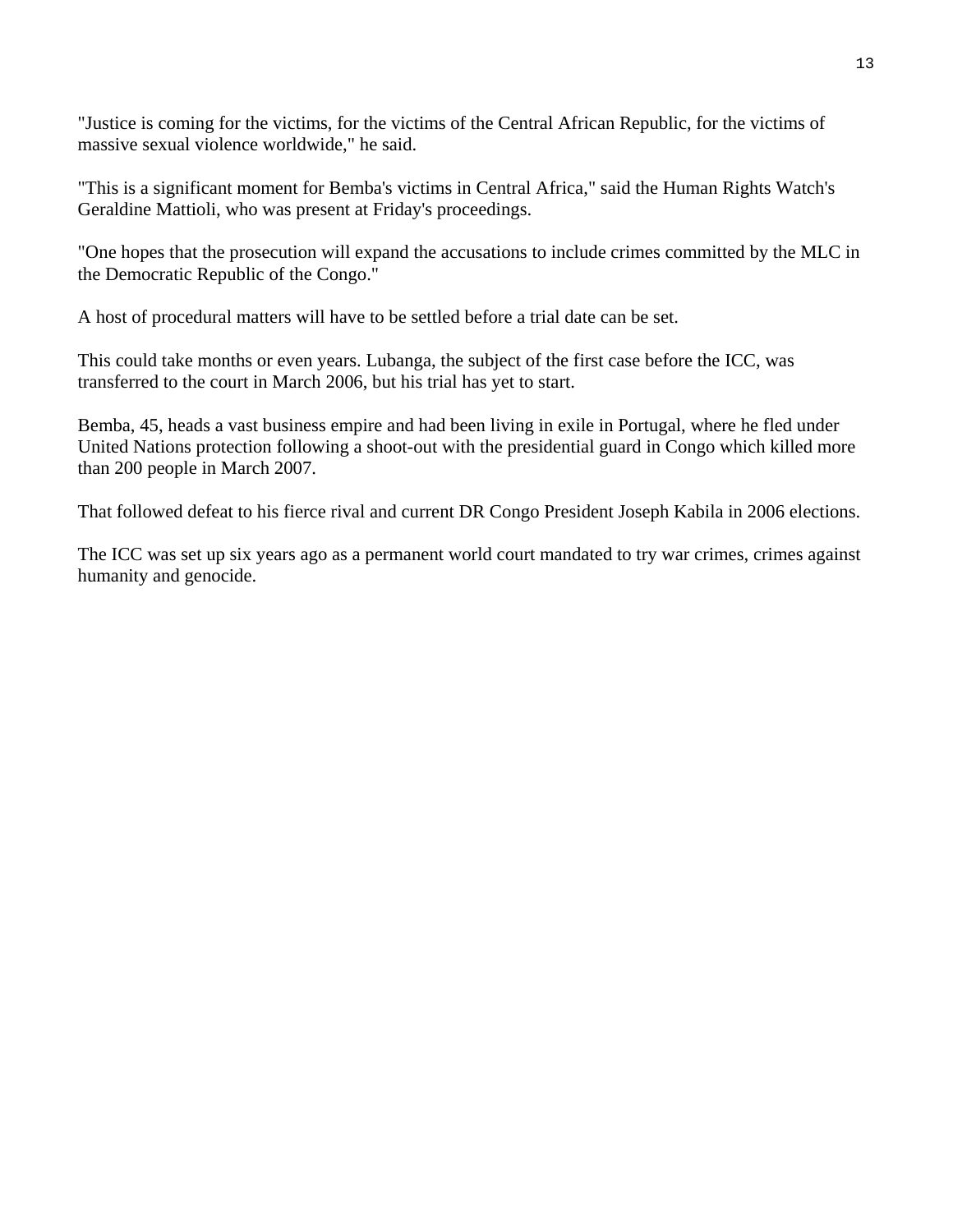"Justice is coming for the victims, for the victims of the Central African Republic, for the victims of massive sexual violence worldwide," he said.

"This is a significant moment for Bemba's victims in Central Africa," said the Human Rights Watch's Geraldine Mattioli, who was present at Friday's proceedings.

"One hopes that the prosecution will expand the accusations to include crimes committed by the MLC in the Democratic Republic of the Congo."

A host of procedural matters will have to be settled before a trial date can be set.

This could take months or even years. Lubanga, the subject of the first case before the ICC, was transferred to the court in March 2006, but his trial has yet to start.

Bemba, 45, heads a vast business empire and had been living in exile in Portugal, where he fled under United Nations protection following a shoot-out with the presidential guard in Congo which killed more than 200 people in March 2007.

That followed defeat to his fierce rival and current DR Congo President Joseph Kabila in 2006 elections.

The ICC was set up six years ago as a permanent world court mandated to try war crimes, crimes against humanity and genocide.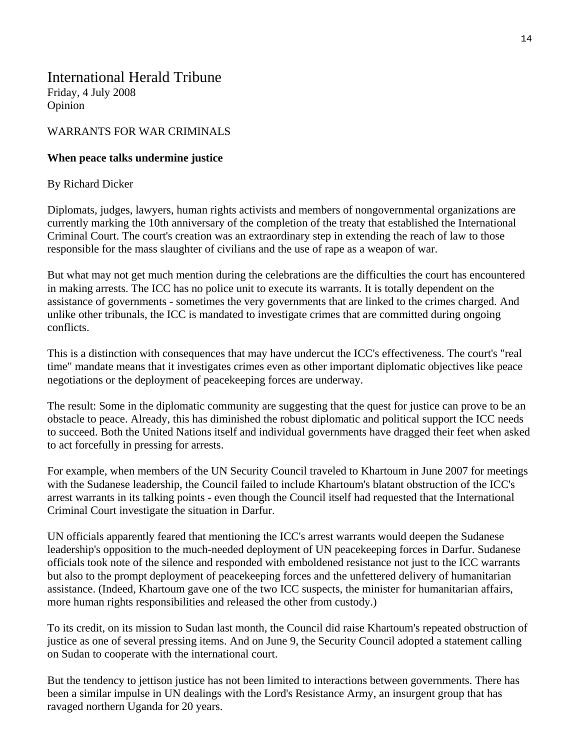# International Herald Tribune

Friday, 4 July 2008
Opinion

WARRANTS FOR WAR CRIMINALS

**When peace talks undermine justice**

By Richard Dicker

Diplomats, judges, lawyers, human rights activists and members of nongovernmental organizations are currently marking the 10th anniversary of the completion of the treaty that established the International Criminal Court. The court's creation was an extraordinary step in extending the reach of law to those responsible for the mass slaughter of civilians and the use of rape as a weapon of war.

But what may not get much mention during the celebrations are the difficulties the court has encountered in making arrests. The ICC has no police unit to execute its warrants. It is totally dependent on the assistance of governments - sometimes the very governments that are linked to the crimes charged. And unlike other tribunals, the ICC is mandated to investigate crimes that are committed during ongoing conflicts.

This is a distinction with consequences that may have undercut the ICC's effectiveness. The court's "real time" mandate means that it investigates crimes even as other important diplomatic objectives like peace negotiations or the deployment of peacekeeping forces are underway.

The result: Some in the diplomatic community are suggesting that the quest for justice can prove to be an obstacle to peace. Already, this has diminished the robust diplomatic and political support the ICC needs to succeed. Both the United Nations itself and individual governments have dragged their feet when asked to act forcefully in pressing for arrests.

For example, when members of the UN Security Council traveled to Khartoum in June 2007 for meetings with the Sudanese leadership, the Council failed to include Khartoum's blatant obstruction of the ICC's arrest warrants in its talking points - even though the Council itself had requested that the International Criminal Court investigate the situation in Darfur.

UN officials apparently feared that mentioning the ICC's arrest warrants would deepen the Sudanese leadership's opposition to the much-needed deployment of UN peacekeeping forces in Darfur. Sudanese officials took note of the silence and responded with emboldened resistance not just to the ICC warrants but also to the prompt deployment of peacekeeping forces and the unfettered delivery of humanitarian assistance. (Indeed, Khartoum gave one of the two ICC suspects, the minister for humanitarian affairs, more human rights responsibilities and released the other from custody.)

To its credit, on its mission to Sudan last month, the Council did raise Khartoum's repeated obstruction of justice as one of several pressing items. And on June 9, the Security Council adopted a statement calling on Sudan to cooperate with the international court.

But the tendency to jettison justice has not been limited to interactions between governments. There has been a similar impulse in UN dealings with the Lord's Resistance Army, an insurgent group that has ravaged northern Uganda for 20 years.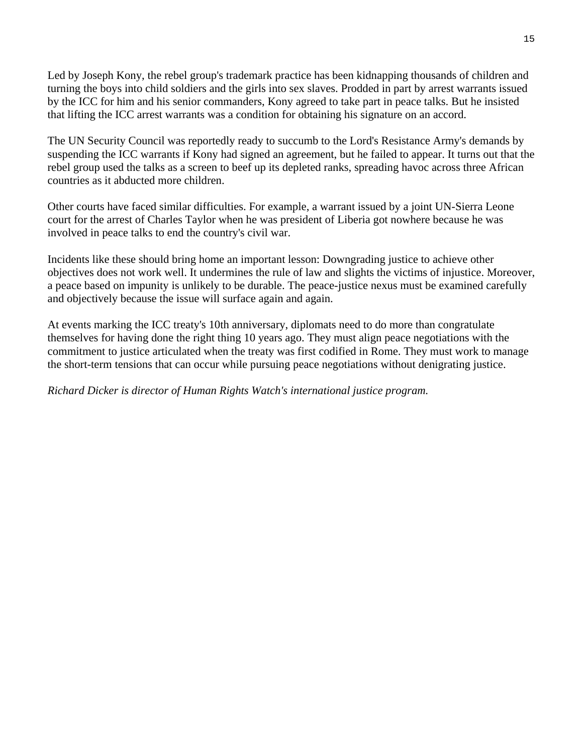Led by Joseph Kony, the rebel group's trademark practice has been kidnapping thousands of children and turning the boys into child soldiers and the girls into sex slaves. Prodded in part by arrest warrants issued by the ICC for him and his senior commanders, Kony agreed to take part in peace talks. But he insisted that lifting the ICC arrest warrants was a condition for obtaining his signature on an accord.

The UN Security Council was reportedly ready to succumb to the Lord's Resistance Army's demands by suspending the ICC warrants if Kony had signed an agreement, but he failed to appear. It turns out that the rebel group used the talks as a screen to beef up its depleted ranks, spreading havoc across three African countries as it abducted more children.

Other courts have faced similar difficulties. For example, a warrant issued by a joint UN-Sierra Leone court for the arrest of Charles Taylor when he was president of Liberia got nowhere because he was involved in peace talks to end the country's civil war.

Incidents like these should bring home an important lesson: Downgrading justice to achieve other objectives does not work well. It undermines the rule of law and slights the victims of injustice. Moreover, a peace based on impunity is unlikely to be durable. The peace-justice nexus must be examined carefully and objectively because the issue will surface again and again.

At events marking the ICC treaty's 10th anniversary, diplomats need to do more than congratulate themselves for having done the right thing 10 years ago. They must align peace negotiations with the commitment to justice articulated when the treaty was first codified in Rome. They must work to manage the short-term tensions that can occur while pursuing peace negotiations without denigrating justice.

*Richard Dicker is director of Human Rights Watch's international justice program.*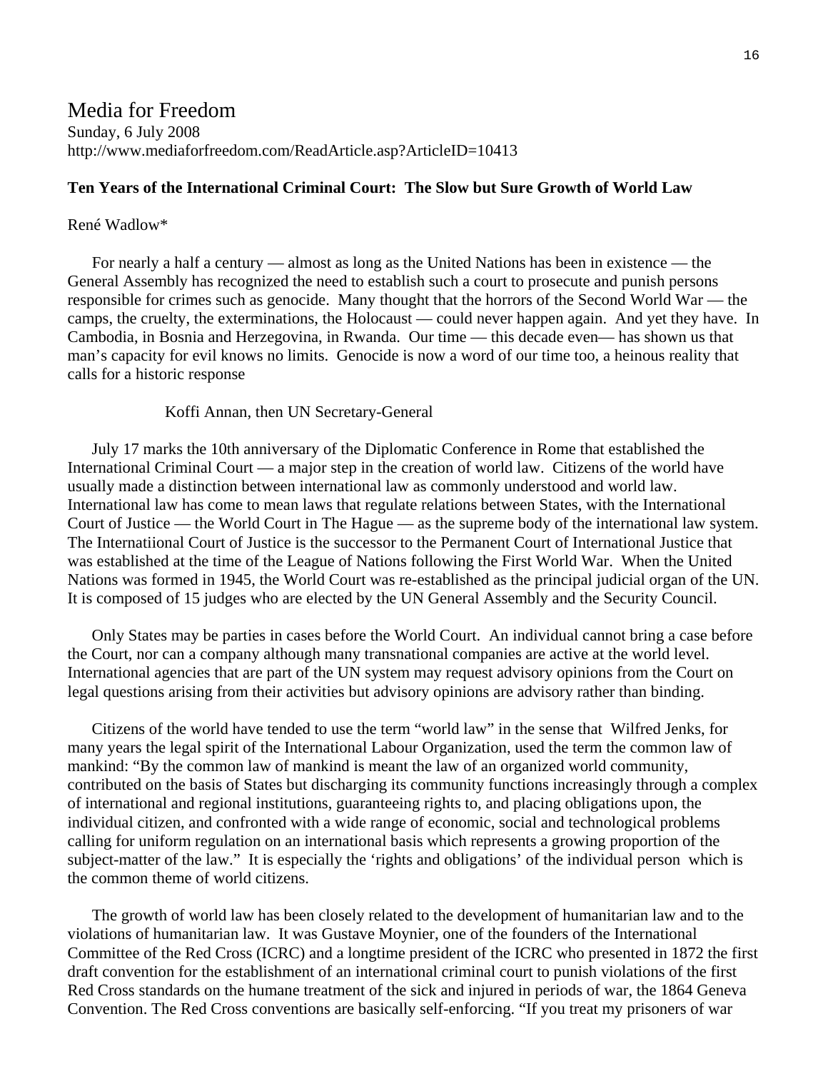Media for Freedom
Sunday, 6 July 2008
http://www.mediaforfreedom.com/ReadArticle.asp?ArticleID=10413

**Ten Years of the International Criminal Court: The Slow but Sure Growth of World Law**

René Wadlow*

For nearly a half a century — almost as long as the United Nations has been in existence — the General Assembly has recognized the need to establish such a court to prosecute and punish persons responsible for crimes such as genocide. Many thought that the horrors of the Second World War — the camps, the cruelty, the exterminations, the Holocaust — could never happen again. And yet they have. In Cambodia, in Bosnia and Herzegovina, in Rwanda. Our time — this decade even— has shown us that man's capacity for evil knows no limits. Genocide is now a word of our time too, a heinous reality that calls for a historic response

Koffi Annan, then UN Secretary-General

July 17 marks the 10th anniversary of the Diplomatic Conference in Rome that established the International Criminal Court — a major step in the creation of world law. Citizens of the world have usually made a distinction between international law as commonly understood and world law. International law has come to mean laws that regulate relations between States, with the International Court of Justice — the World Court in The Hague — as the supreme body of the international law system. The Internatiional Court of Justice is the successor to the Permanent Court of International Justice that was established at the time of the League of Nations following the First World War. When the United Nations was formed in 1945, the World Court was re-established as the principal judicial organ of the UN. It is composed of 15 judges who are elected by the UN General Assembly and the Security Council.

Only States may be parties in cases before the World Court. An individual cannot bring a case before the Court, nor can a company although many transnational companies are active at the world level. International agencies that are part of the UN system may request advisory opinions from the Court on legal questions arising from their activities but advisory opinions are advisory rather than binding.

Citizens of the world have tended to use the term "world law" in the sense that Wilfred Jenks, for many years the legal spirit of the International Labour Organization, used the term the common law of mankind: "By the common law of mankind is meant the law of an organized world community, contributed on the basis of States but discharging its community functions increasingly through a complex of international and regional institutions, guaranteeing rights to, and placing obligations upon, the individual citizen, and confronted with a wide range of economic, social and technological problems calling for uniform regulation on an international basis which represents a growing proportion of the subject-matter of the law." It is especially the 'rights and obligations' of the individual person which is the common theme of world citizens.

The growth of world law has been closely related to the development of humanitarian law and to the violations of humanitarian law. It was Gustave Moynier, one of the founders of the International Committee of the Red Cross (ICRC) and a longtime president of the ICRC who presented in 1872 the first draft convention for the establishment of an international criminal court to punish violations of the first Red Cross standards on the humane treatment of the sick and injured in periods of war, the 1864 Geneva Convention. The Red Cross conventions are basically self-enforcing. "If you treat my prisoners of war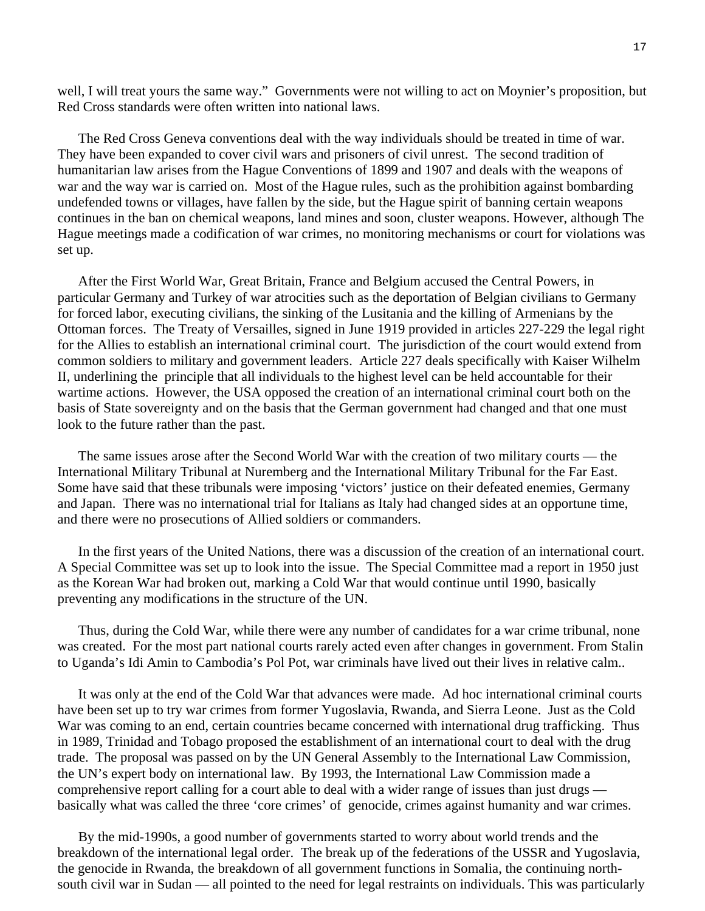well, I will treat yours the same way." Governments were not willing to act on Moynier's proposition, but Red Cross standards were often written into national laws.

The Red Cross Geneva conventions deal with the way individuals should be treated in time of war. They have been expanded to cover civil wars and prisoners of civil unrest. The second tradition of humanitarian law arises from the Hague Conventions of 1899 and 1907 and deals with the weapons of war and the way war is carried on. Most of the Hague rules, such as the prohibition against bombarding undefended towns or villages, have fallen by the side, but the Hague spirit of banning certain weapons continues in the ban on chemical weapons, land mines and soon, cluster weapons. However, although The Hague meetings made a codification of war crimes, no monitoring mechanisms or court for violations was set up.

After the First World War, Great Britain, France and Belgium accused the Central Powers, in particular Germany and Turkey of war atrocities such as the deportation of Belgian civilians to Germany for forced labor, executing civilians, the sinking of the Lusitania and the killing of Armenians by the Ottoman forces. The Treaty of Versailles, signed in June 1919 provided in articles 227-229 the legal right for the Allies to establish an international criminal court. The jurisdiction of the court would extend from common soldiers to military and government leaders. Article 227 deals specifically with Kaiser Wilhelm II, underlining the principle that all individuals to the highest level can be held accountable for their wartime actions. However, the USA opposed the creation of an international criminal court both on the basis of State sovereignty and on the basis that the German government had changed and that one must look to the future rather than the past.

The same issues arose after the Second World War with the creation of two military courts — the International Military Tribunal at Nuremberg and the International Military Tribunal for the Far East. Some have said that these tribunals were imposing 'victors' justice on their defeated enemies, Germany and Japan. There was no international trial for Italians as Italy had changed sides at an opportune time, and there were no prosecutions of Allied soldiers or commanders.

In the first years of the United Nations, there was a discussion of the creation of an international court. A Special Committee was set up to look into the issue. The Special Committee mad a report in 1950 just as the Korean War had broken out, marking a Cold War that would continue until 1990, basically preventing any modifications in the structure of the UN.

Thus, during the Cold War, while there were any number of candidates for a war crime tribunal, none was created. For the most part national courts rarely acted even after changes in government. From Stalin to Uganda's Idi Amin to Cambodia's Pol Pot, war criminals have lived out their lives in relative calm..

It was only at the end of the Cold War that advances were made. Ad hoc international criminal courts have been set up to try war crimes from former Yugoslavia, Rwanda, and Sierra Leone. Just as the Cold War was coming to an end, certain countries became concerned with international drug trafficking. Thus in 1989, Trinidad and Tobago proposed the establishment of an international court to deal with the drug trade. The proposal was passed on by the UN General Assembly to the International Law Commission, the UN's expert body on international law. By 1993, the International Law Commission made a comprehensive report calling for a court able to deal with a wider range of issues than just drugs — basically what was called the three 'core crimes' of genocide, crimes against humanity and war crimes.

By the mid-1990s, a good number of governments started to worry about world trends and the breakdown of the international legal order. The break up of the federations of the USSR and Yugoslavia, the genocide in Rwanda, the breakdown of all government functions in Somalia, the continuing north-south civil war in Sudan — all pointed to the need for legal restraints on individuals. This was particularly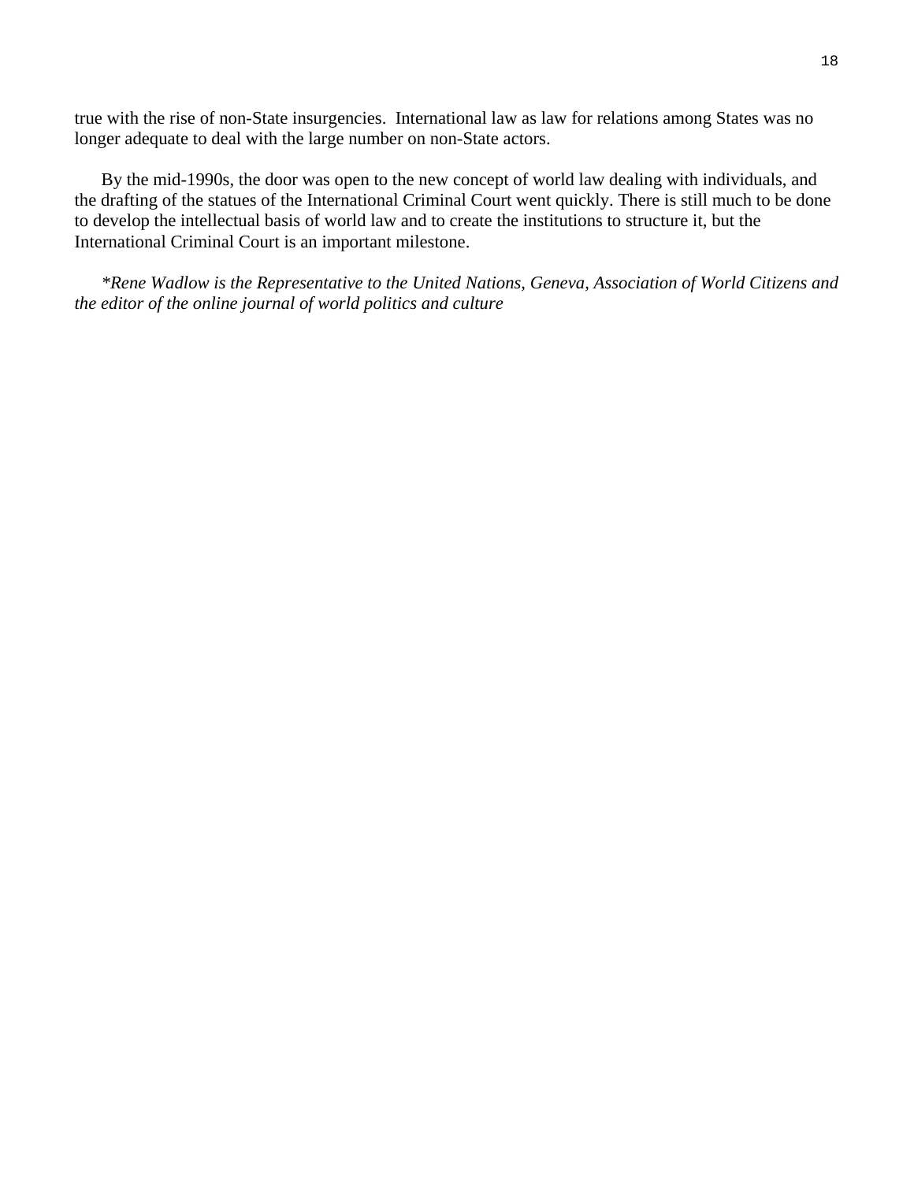true with the rise of non-State insurgencies.  International law as law for relations among States was no longer adequate to deal with the large number on non-State actors.

By the mid-1990s, the door was open to the new concept of world law dealing with individuals, and the drafting of the statues of the International Criminal Court went quickly. There is still much to be done to develop the intellectual basis of world law and to create the institutions to structure it, but the International Criminal Court is an important milestone.

**Rene Wadlow is the Representative to the United Nations, Geneva, Association of World Citizens and the editor of the online journal of world politics and culture*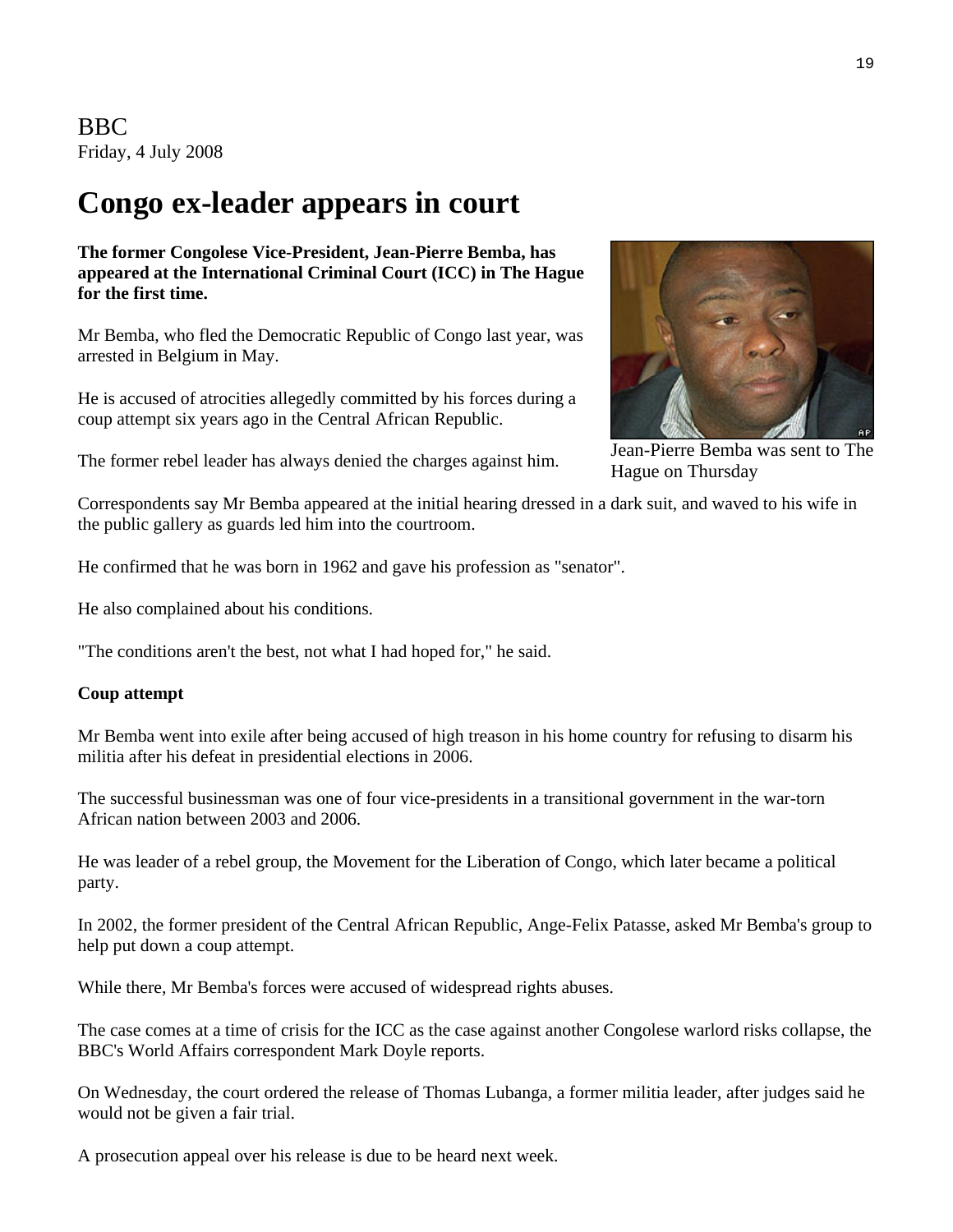BBC
Friday, 4 July 2008

# Congo ex-leader appears in court

**The former Congolese Vice-President, Jean-Pierre Bemba, has appeared at the International Criminal Court (ICC) in The Hague for the first time.**

Mr Bemba, who fled the Democratic Republic of Congo last year, was arrested in Belgium in May.

He is accused of atrocities allegedly committed by his forces during a coup attempt six years ago in the Central African Republic.

The former rebel leader has always denied the charges against him.

Jean-Pierre Bemba was sent to The Hague on Thursday

Correspondents say Mr Bemba appeared at the initial hearing dressed in a dark suit, and waved to his wife in the public gallery as guards led him into the courtroom.

He confirmed that he was born in 1962 and gave his profession as "senator".

He also complained about his conditions.

"The conditions aren't the best, not what I had hoped for," he said.

**Coup attempt**

Mr Bemba went into exile after being accused of high treason in his home country for refusing to disarm his militia after his defeat in presidential elections in 2006.

The successful businessman was one of four vice-presidents in a transitional government in the war-torn African nation between 2003 and 2006.

He was leader of a rebel group, the Movement for the Liberation of Congo, which later became a political party.

In 2002, the former president of the Central African Republic, Ange-Felix Patasse, asked Mr Bemba's group to help put down a coup attempt.

While there, Mr Bemba's forces were accused of widespread rights abuses.

The case comes at a time of crisis for the ICC as the case against another Congolese warlord risks collapse, the BBC's World Affairs correspondent Mark Doyle reports.

On Wednesday, the court ordered the release of Thomas Lubanga, a former militia leader, after judges said he would not be given a fair trial.

A prosecution appeal over his release is due to be heard next week.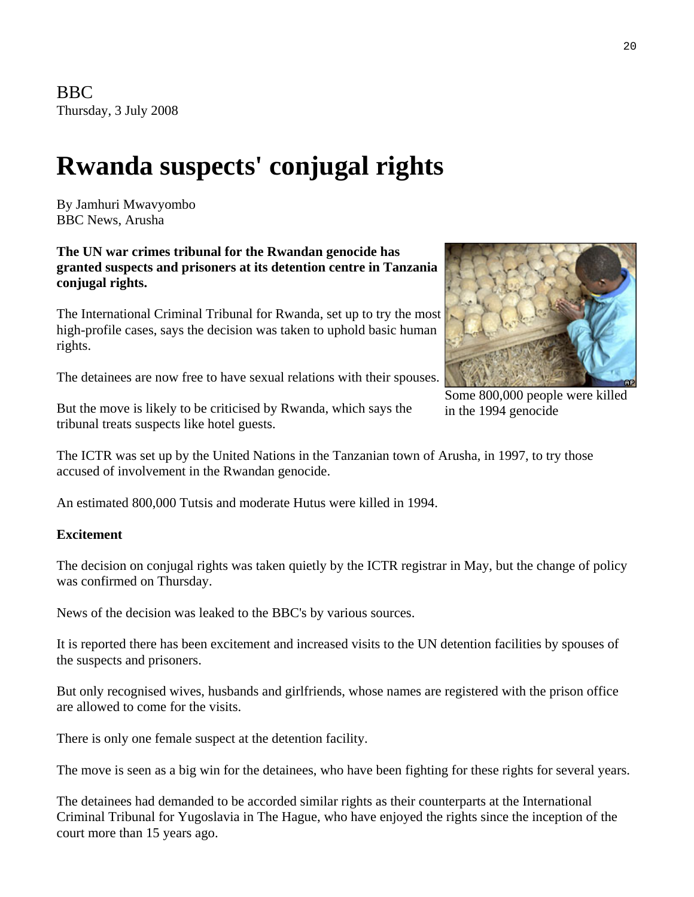BBC
Thursday, 3 July 2008

# Rwanda suspects' conjugal rights

By Jamhuri Mwavyombo
BBC News, Arusha

**The UN war crimes tribunal for the Rwandan genocide has granted suspects and prisoners at its detention centre in Tanzania conjugal rights.**

The International Criminal Tribunal for Rwanda, set up to try the most high-profile cases, says the decision was taken to uphold basic human rights.

The detainees are now free to have sexual relations with their spouses.

But the move is likely to be criticised by Rwanda, which says the tribunal treats suspects like hotel guests.

Some 800,000 people were killed in the 1994 genocide

The ICTR was set up by the United Nations in the Tanzanian town of Arusha, in 1997, to try those accused of involvement in the Rwandan genocide.

An estimated 800,000 Tutsis and moderate Hutus were killed in 1994.

**Excitement**

The decision on conjugal rights was taken quietly by the ICTR registrar in May, but the change of policy was confirmed on Thursday.

News of the decision was leaked to the BBC's by various sources.

It is reported there has been excitement and increased visits to the UN detention facilities by spouses of the suspects and prisoners.

But only recognised wives, husbands and girlfriends, whose names are registered with the prison office are allowed to come for the visits.

There is only one female suspect at the detention facility.

The move is seen as a big win for the detainees, who have been fighting for these rights for several years.

The detainees had demanded to be accorded similar rights as their counterparts at the International Criminal Tribunal for Yugoslavia in The Hague, who have enjoyed the rights since the inception of the court more than 15 years ago.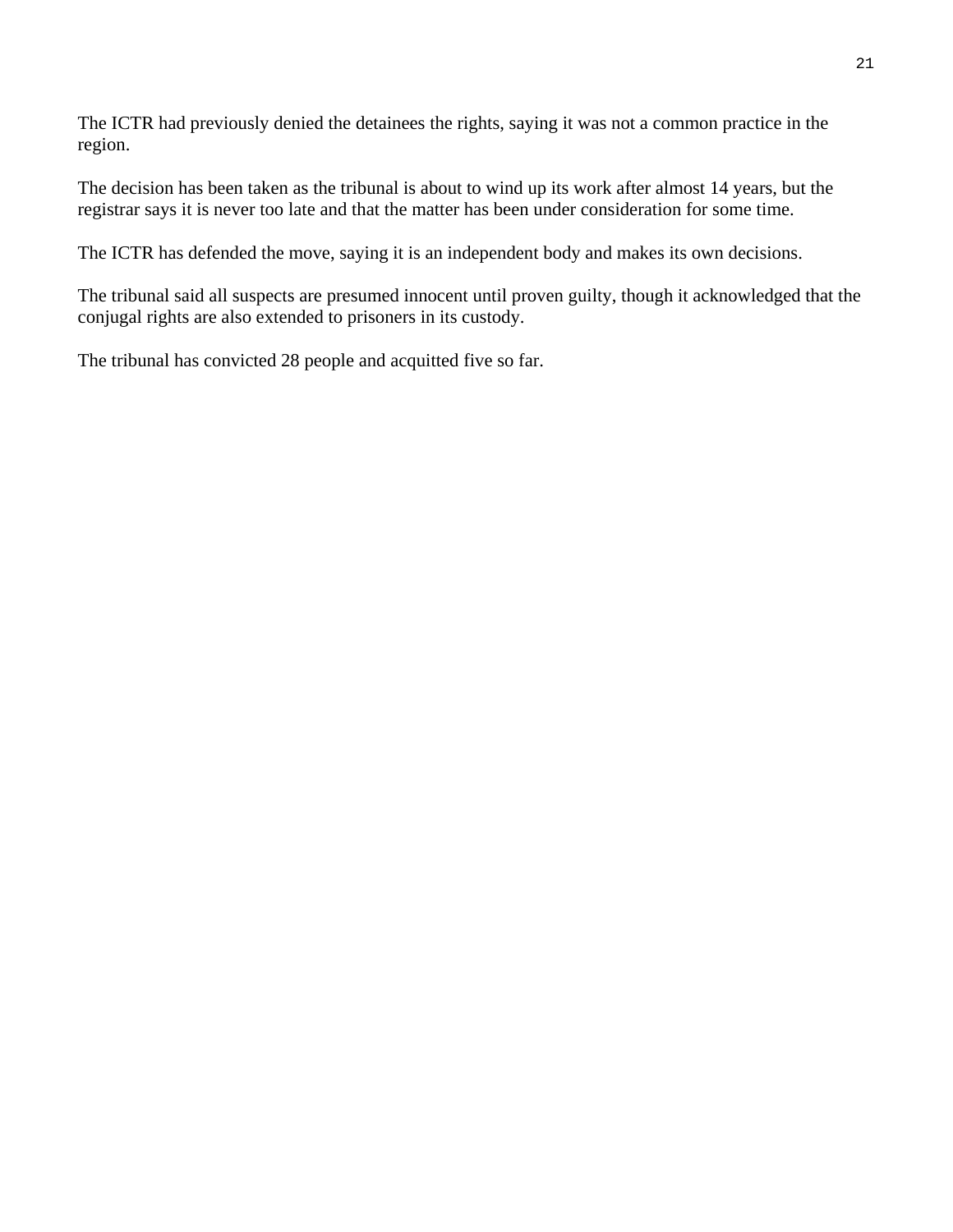The ICTR had previously denied the detainees the rights, saying it was not a common practice in the region.

The decision has been taken as the tribunal is about to wind up its work after almost 14 years, but the registrar says it is never too late and that the matter has been under consideration for some time.

The ICTR has defended the move, saying it is an independent body and makes its own decisions.

The tribunal said all suspects are presumed innocent until proven guilty, though it acknowledged that the conjugal rights are also extended to prisoners in its custody.

The tribunal has convicted 28 people and acquitted five so far.